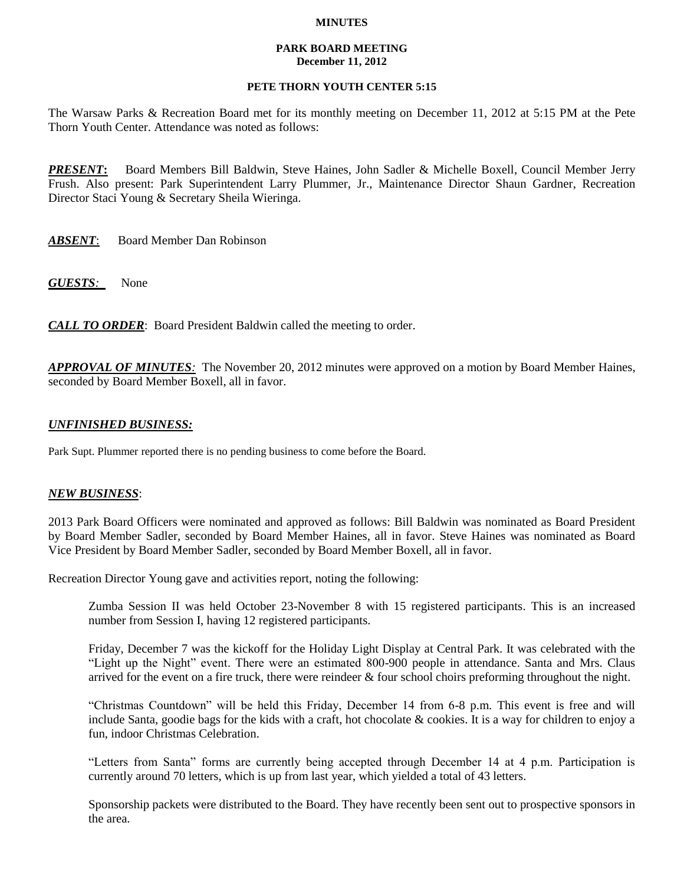**MINUTES**

**PARK BOARD MEETING**
**December 11, 2012**

**PETE THORN YOUTH CENTER 5:15**

The Warsaw Parks & Recreation Board met for its monthly meeting on December 11, 2012 at 5:15 PM at the Pete Thorn Youth Center. Attendance was noted as follows:

***PRESENT*:** Board Members Bill Baldwin, Steve Haines, John Sadler & Michelle Boxell, Council Member Jerry Frush. Also present: Park Superintendent Larry Plummer, Jr., Maintenance Director Shaun Gardner, Recreation Director Staci Young & Secretary Sheila Wieringa.

***ABSENT***: Board Member Dan Robinson

***GUESTS:*** None

***CALL TO ORDER***: Board President Baldwin called the meeting to order.

***APPROVAL OF MINUTES:*** The November 20, 2012 minutes were approved on a motion by Board Member Haines, seconded by Board Member Boxell, all in favor.

***UNFINISHED BUSINESS:***

Park Supt. Plummer reported there is no pending business to come before the Board.

***NEW BUSINESS***:

2013 Park Board Officers were nominated and approved as follows: Bill Baldwin was nominated as Board President by Board Member Sadler, seconded by Board Member Haines, all in favor. Steve Haines was nominated as Board Vice President by Board Member Sadler, seconded by Board Member Boxell, all in favor.

Recreation Director Young gave and activities report, noting the following:

Zumba Session II was held October 23-November 8 with 15 registered participants. This is an increased number from Session I, having 12 registered participants.

Friday, December 7 was the kickoff for the Holiday Light Display at Central Park. It was celebrated with the "Light up the Night" event. There were an estimated 800-900 people in attendance. Santa and Mrs. Claus arrived for the event on a fire truck, there were reindeer & four school choirs preforming throughout the night.

"Christmas Countdown" will be held this Friday, December 14 from 6-8 p.m. This event is free and will include Santa, goodie bags for the kids with a craft, hot chocolate & cookies. It is a way for children to enjoy a fun, indoor Christmas Celebration.

"Letters from Santa" forms are currently being accepted through December 14 at 4 p.m. Participation is currently around 70 letters, which is up from last year, which yielded a total of 43 letters.

Sponsorship packets were distributed to the Board. They have recently been sent out to prospective sponsors in the area.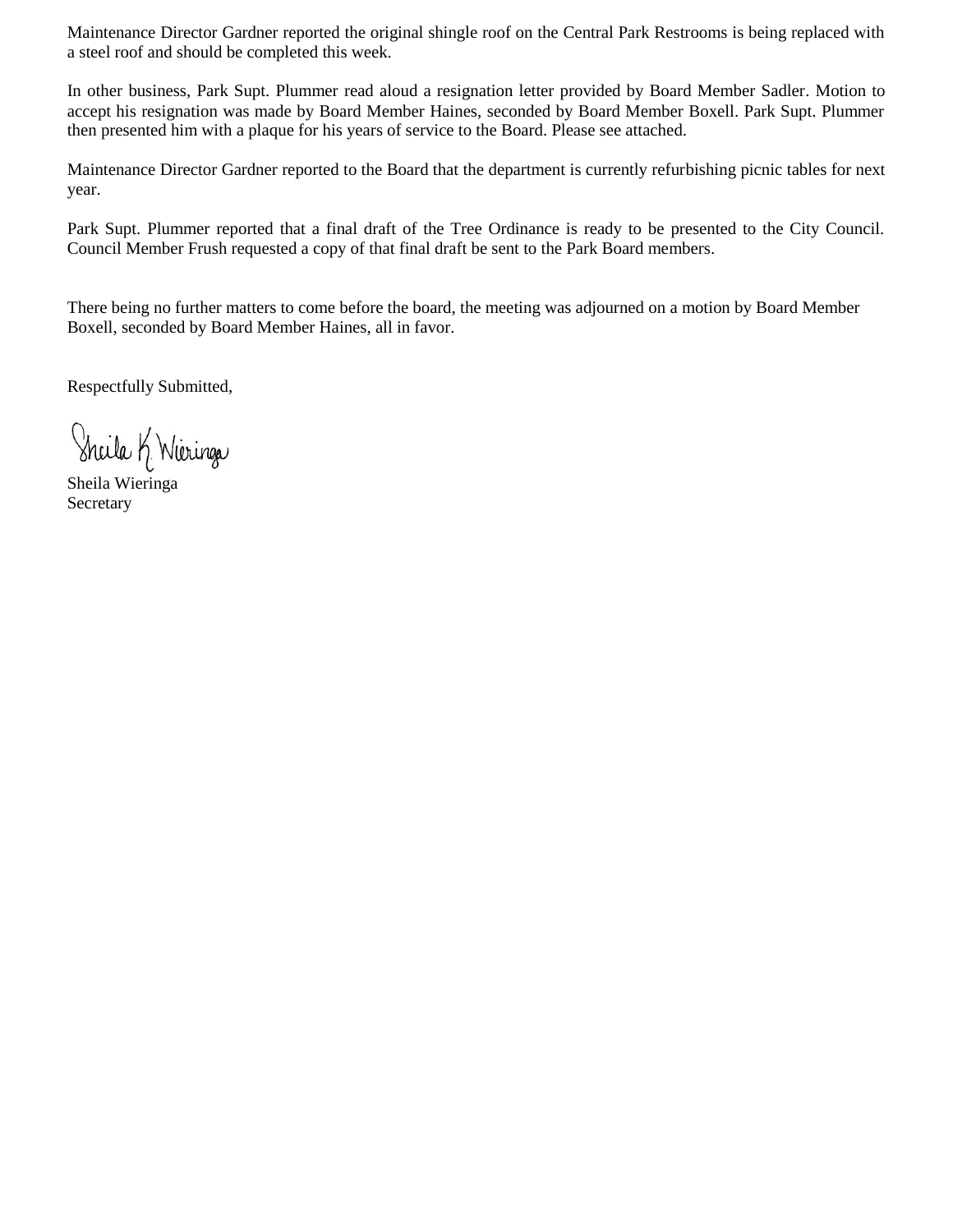Maintenance Director Gardner reported the original shingle roof on the Central Park Restrooms is being replaced with a steel roof and should be completed this week.

In other business, Park Supt. Plummer read aloud a resignation letter provided by Board Member Sadler. Motion to accept his resignation was made by Board Member Haines, seconded by Board Member Boxell. Park Supt. Plummer then presented him with a plaque for his years of service to the Board. Please see attached.

Maintenance Director Gardner reported to the Board that the department is currently refurbishing picnic tables for next year.

Park Supt. Plummer reported that a final draft of the Tree Ordinance is ready to be presented to the City Council. Council Member Frush requested a copy of that final draft be sent to the Park Board members.

There being no further matters to come before the board, the meeting was adjourned on a motion by Board Member Boxell, seconded by Board Member Haines, all in favor.

Respectfully Submitted,

Sheila K. Wieringa

Sheila Wieringa
Secretary